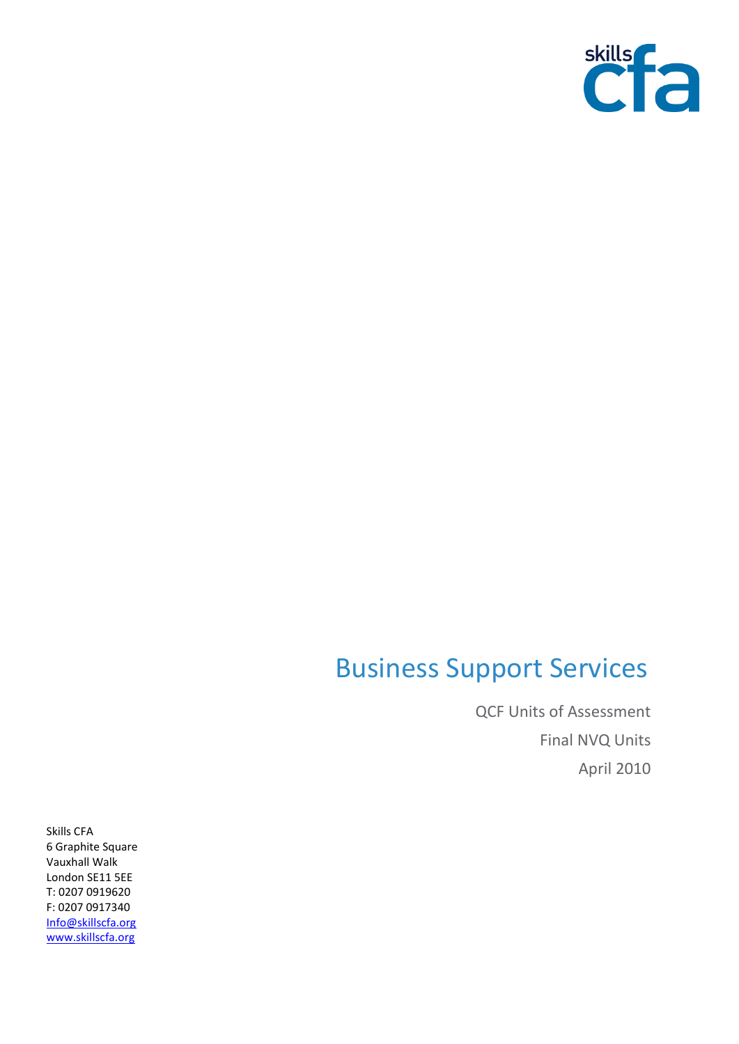skills cfa

# Business Support Services

QCF Units of Assessment

Final NVQ Units

April 2010

Skills CFA
6 Graphite Square
Vauxhall Walk
London SE11 5EE
T: 0207 0919620
F: 0207 0917340
Info@skillscfa.org
www.skillscfa.org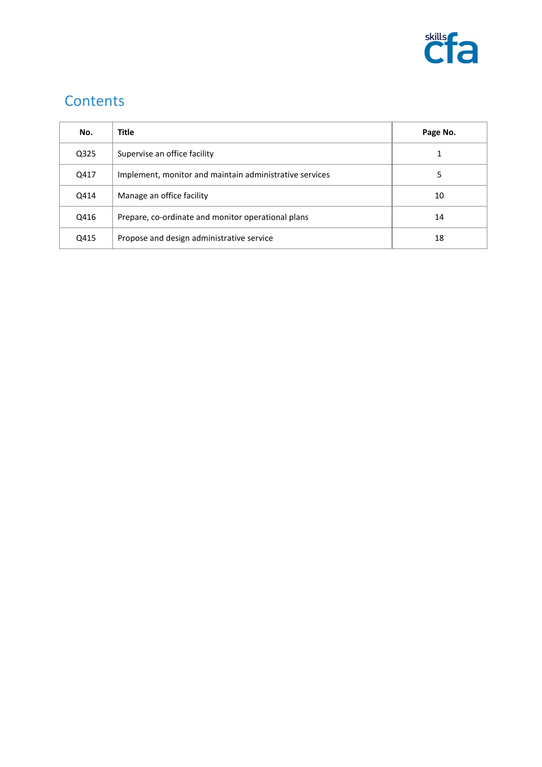## Contents

| No. | Title | Page No. |
|---|---|---|
| Q325 | Supervise an office facility | 1 |
| Q417 | Implement, monitor and maintain administrative services | 5 |
| Q414 | Manage an office facility | 10 |
| Q416 | Prepare, co-ordinate and monitor operational plans | 14 |
| Q415 | Propose and design administrative service | 18 |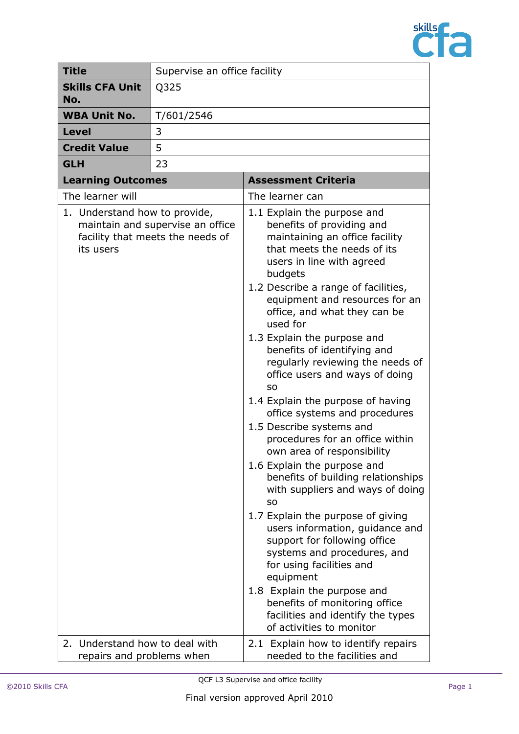| Title | Supervise an office facility |
| --- | --- |
| **Skills CFA Unit No.** | Q325 |
| **WBA Unit No.** | T/601/2546 |
| **Level** | 3 |
| **Credit Value** | 5 |
| **GLH** | 23 |

| **Learning Outcomes** | **Assessment Criteria** |
| --- | --- |
| The learner will | The learner can |
| 1. Understand how to provide, maintain and supervise an office facility that meets the needs of its users | 1.1 Explain the purpose and benefits of providing and maintaining an office facility that meets the needs of its users in line with agreed budgets<br>1.2 Describe a range of facilities, equipment and resources for an office, and what they can be used for<br>1.3 Explain the purpose and benefits of identifying and regularly reviewing the needs of office users and ways of doing so<br>1.4 Explain the purpose of having office systems and procedures<br>1.5 Describe systems and procedures for an office within own area of responsibility<br>1.6 Explain the purpose and benefits of building relationships with suppliers and ways of doing so<br>1.7 Explain the purpose of giving users information, guidance and support for following office systems and procedures, and for using facilities and equipment<br>1.8 Explain the purpose and benefits of monitoring office facilities and identify the types of activities to monitor |
| 2. Understand how to deal with repairs and problems when | 2.1 Explain how to identify repairs needed to the facilities and |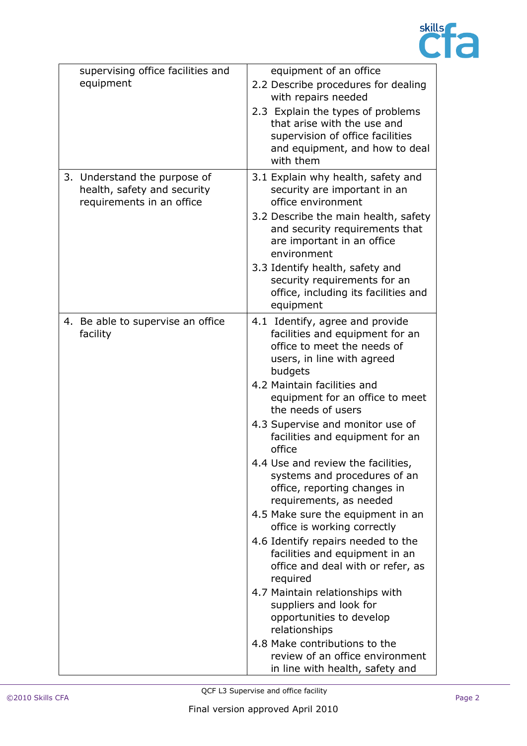| | |
|---|---|
| supervising office facilities and equipment | equipment of an office<br>2.2 Describe procedures for dealing with repairs needed<br>2.3 Explain the types of problems that arise with the use and supervision of office facilities and equipment, and how to deal with them |
| 3. Understand the purpose of health, safety and security requirements in an office | 3.1 Explain why health, safety and security are important in an office environment<br>3.2 Describe the main health, safety and security requirements that are important in an office environment<br>3.3 Identify health, safety and security requirements for an office, including its facilities and equipment |
| 4. Be able to supervise an office facility | 4.1 Identify, agree and provide facilities and equipment for an office to meet the needs of users, in line with agreed budgets<br>4.2 Maintain facilities and equipment for an office to meet the needs of users<br>4.3 Supervise and monitor use of facilities and equipment for an office<br>4.4 Use and review the facilities, systems and procedures of an office, reporting changes in requirements, as needed<br>4.5 Make sure the equipment in an office is working correctly<br>4.6 Identify repairs needed to the facilities and equipment in an office and deal with or refer, as required<br>4.7 Maintain relationships with suppliers and look for opportunities to develop relationships<br>4.8 Make contributions to the review of an office environment in line with health, safety and |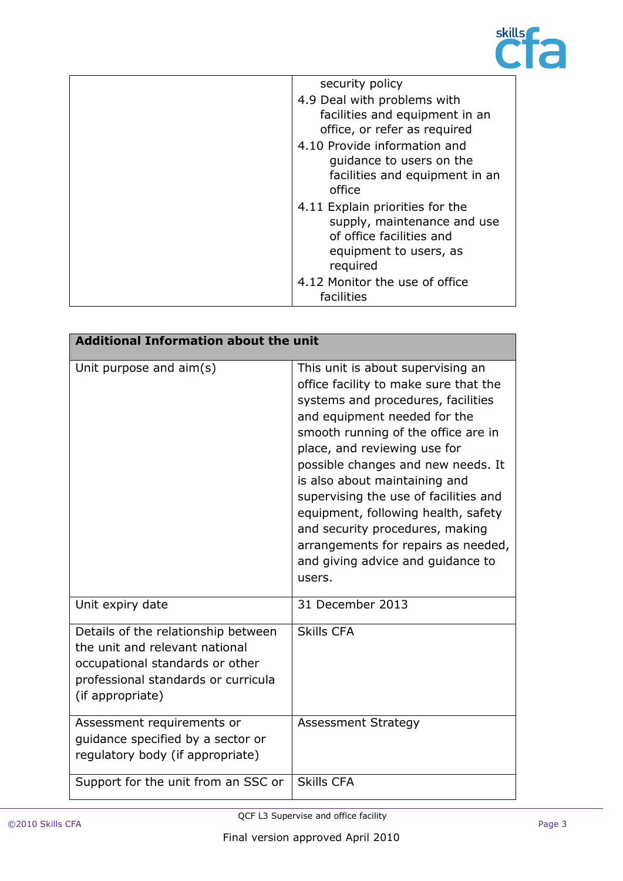| | |
|---|---|
| | security policy<br>4.9 Deal with problems with facilities and equipment in an office, or refer as required<br>4.10 Provide information and guidance to users on the facilities and equipment in an office<br>4.11 Explain priorities for the supply, maintenance and use of office facilities and equipment to users, as required<br>4.12 Monitor the use of office facilities |

| **Additional Information about the unit** | |
|---|---|
| Unit purpose and aim(s) | This unit is about supervising an office facility to make sure that the systems and procedures, facilities and equipment needed for the smooth running of the office are in place, and reviewing use for possible changes and new needs. It is also about maintaining and supervising the use of facilities and equipment, following health, safety and security procedures, making arrangements for repairs as needed, and giving advice and guidance to users. |
| Unit expiry date | 31 December 2013 |
| Details of the relationship between the unit and relevant national occupational standards or other professional standards or curricula (if appropriate) | Skills CFA |
| Assessment requirements or guidance specified by a sector or regulatory body (if appropriate) | Assessment Strategy |
| Support for the unit from an SSC or | Skills CFA |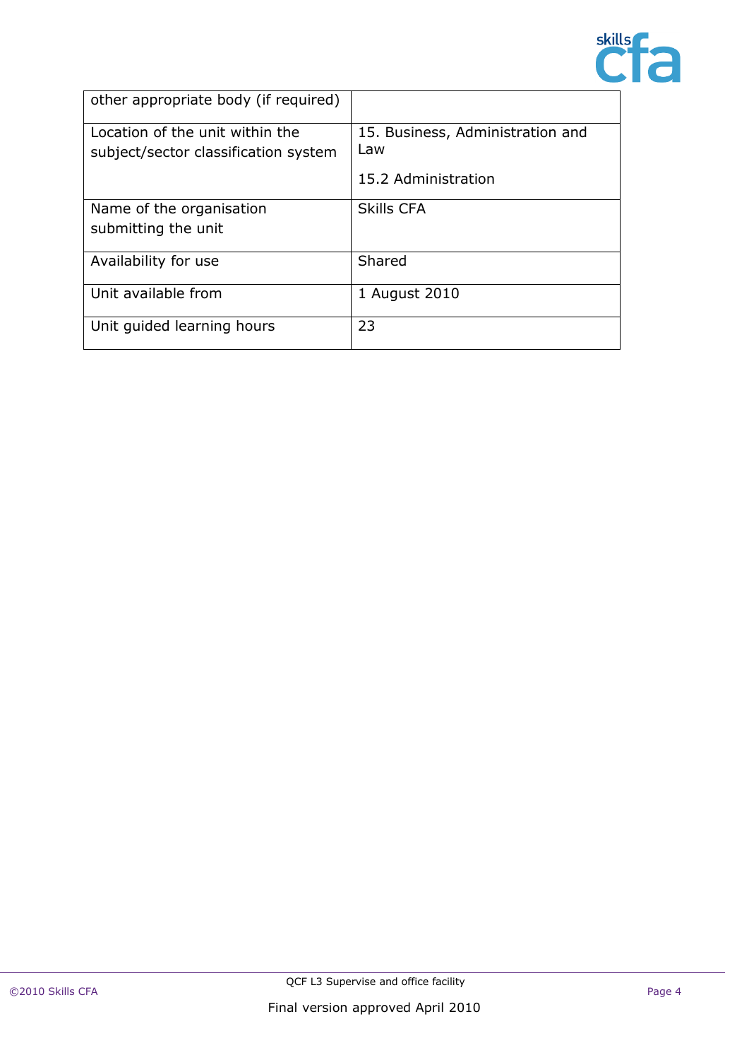| other appropriate body (if required) | |
|---|---|
| Location of the unit within the subject/sector classification system | 15. Business, Administration and Law<br><br>15.2 Administration |
| Name of the organisation submitting the unit | Skills CFA |
| Availability for use | Shared |
| Unit available from | 1 August 2010 |
| Unit guided learning hours | 23 |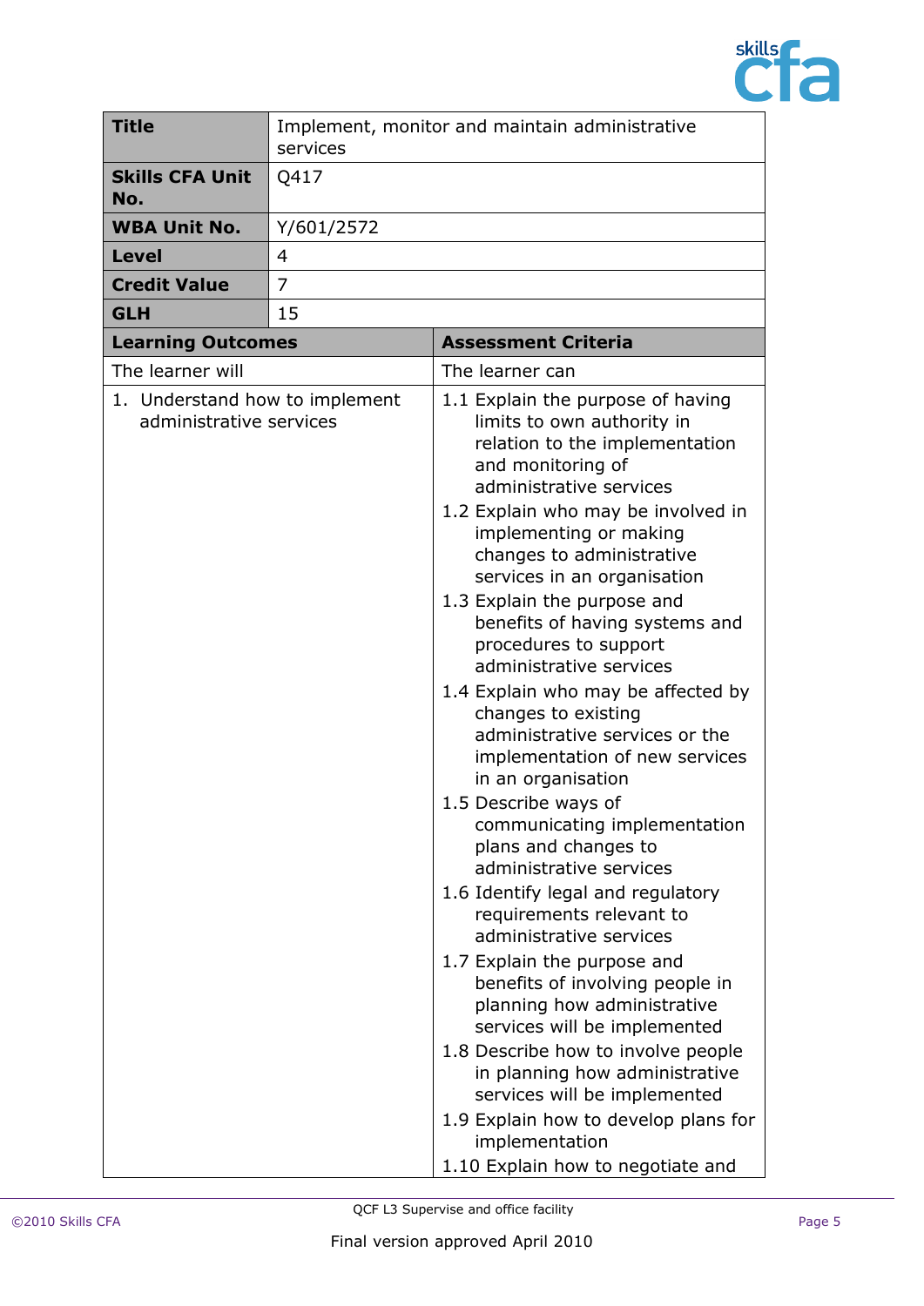| Title | Implement, monitor and maintain administrative services |
|---|---|
| Skills CFA Unit No. | Q417 |
| WBA Unit No. | Y/601/2572 |
| Level | 4 |
| Credit Value | 7 |
| GLH | 15 |

| Learning Outcomes | Assessment Criteria |
|---|---|
| The learner will | The learner can |
| 1. Understand how to implement administrative services | 1.1 Explain the purpose of having limits to own authority in relation to the implementation and monitoring of administrative services<br>1.2 Explain who may be involved in implementing or making changes to administrative services in an organisation<br>1.3 Explain the purpose and benefits of having systems and procedures to support administrative services<br>1.4 Explain who may be affected by changes to existing administrative services or the implementation of new services in an organisation<br>1.5 Describe ways of communicating implementation plans and changes to administrative services<br>1.6 Identify legal and regulatory requirements relevant to administrative services<br>1.7 Explain the purpose and benefits of involving people in planning how administrative services will be implemented<br>1.8 Describe how to involve people in planning how administrative services will be implemented<br>1.9 Explain how to develop plans for implementation<br>1.10 Explain how to negotiate and |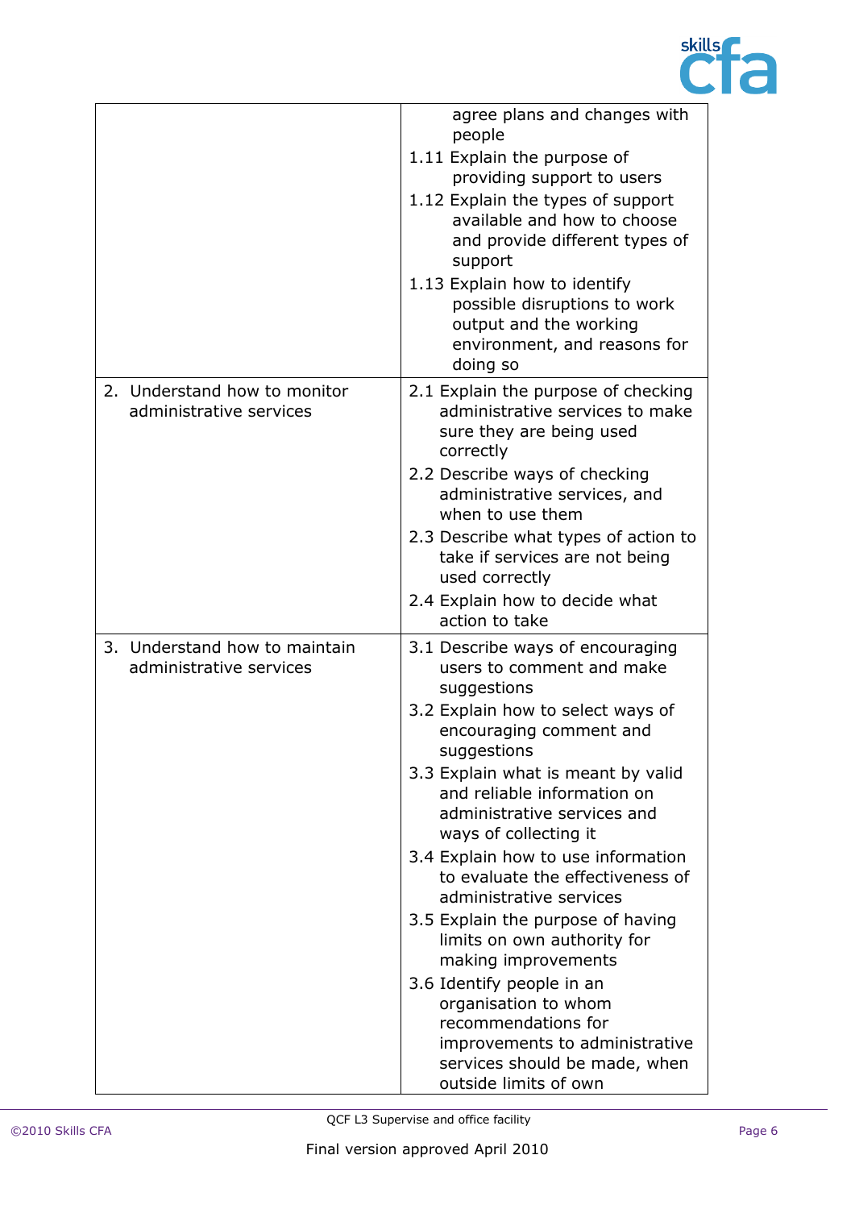| | |
|---|---|
| | agree plans and changes with people<br>1.11 Explain the purpose of providing support to users<br>1.12 Explain the types of support available and how to choose and provide different types of support<br>1.13 Explain how to identify possible disruptions to work output and the working environment, and reasons for doing so |
| 2. Understand how to monitor administrative services | 2.1 Explain the purpose of checking administrative services to make sure they are being used correctly<br>2.2 Describe ways of checking administrative services, and when to use them<br>2.3 Describe what types of action to take if services are not being used correctly<br>2.4 Explain how to decide what action to take |
| 3. Understand how to maintain administrative services | 3.1 Describe ways of encouraging users to comment and make suggestions<br>3.2 Explain how to select ways of encouraging comment and suggestions<br>3.3 Explain what is meant by valid and reliable information on administrative services and ways of collecting it<br>3.4 Explain how to use information to evaluate the effectiveness of administrative services<br>3.5 Explain the purpose of having limits on own authority for making improvements<br>3.6 Identify people in an organisation to whom recommendations for improvements to administrative services should be made, when outside limits of own |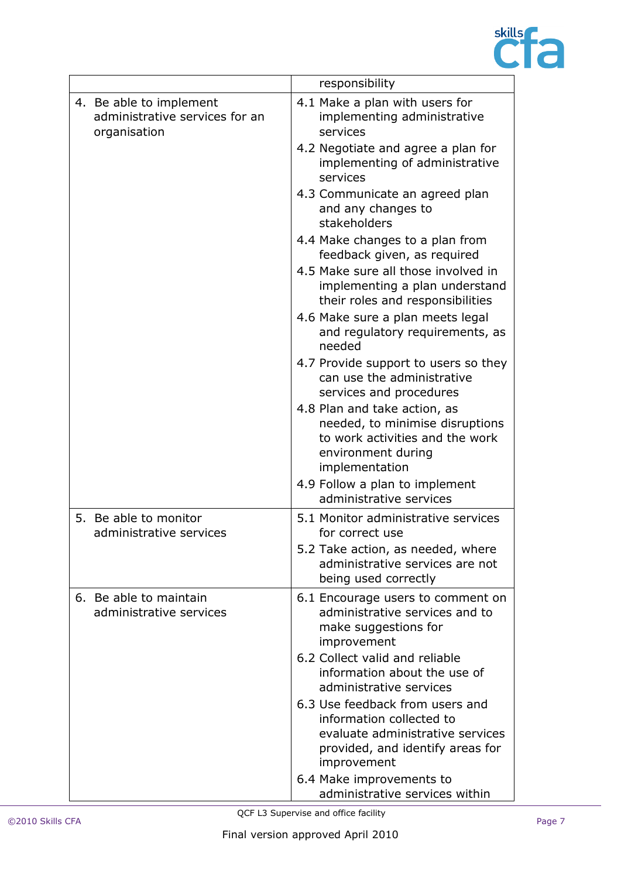| | |
|---|---|
| | responsibility |
| 4. Be able to implement administrative services for an organisation | 4.1 Make a plan with users for implementing administrative services<br>4.2 Negotiate and agree a plan for implementing of administrative services<br>4.3 Communicate an agreed plan and any changes to stakeholders<br>4.4 Make changes to a plan from feedback given, as required<br>4.5 Make sure all those involved in implementing a plan understand their roles and responsibilities<br>4.6 Make sure a plan meets legal and regulatory requirements, as needed<br>4.7 Provide support to users so they can use the administrative services and procedures<br>4.8 Plan and take action, as needed, to minimise disruptions to work activities and the work environment during implementation<br>4.9 Follow a plan to implement administrative services |
| 5. Be able to monitor administrative services | 5.1 Monitor administrative services for correct use<br>5.2 Take action, as needed, where administrative services are not being used correctly |
| 6. Be able to maintain administrative services | 6.1 Encourage users to comment on administrative services and to make suggestions for improvement<br>6.2 Collect valid and reliable information about the use of administrative services<br>6.3 Use feedback from users and information collected to evaluate administrative services provided, and identify areas for improvement<br>6.4 Make improvements to administrative services within |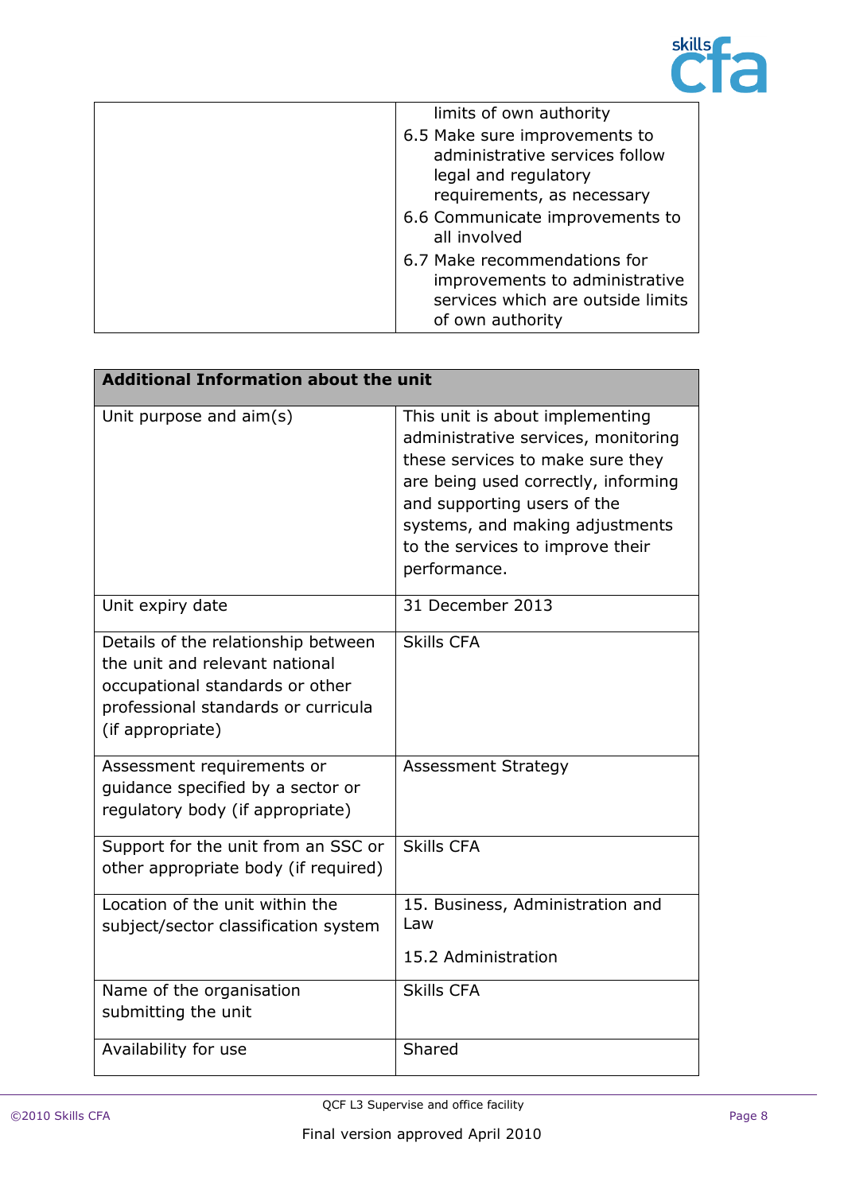| | |
|---|---|
| | limits of own authority<br>6.5 Make sure improvements to administrative services follow legal and regulatory requirements, as necessary<br>6.6 Communicate improvements to all involved<br>6.7 Make recommendations for improvements to administrative services which are outside limits of own authority |

| **Additional Information about the unit** | |
|---|---|
| Unit purpose and aim(s) | This unit is about implementing administrative services, monitoring these services to make sure they are being used correctly, informing and supporting users of the systems, and making adjustments to the services to improve their performance. |
| Unit expiry date | 31 December 2013 |
| Details of the relationship between the unit and relevant national occupational standards or other professional standards or curricula (if appropriate) | Skills CFA |
| Assessment requirements or guidance specified by a sector or regulatory body (if appropriate) | Assessment Strategy |
| Support for the unit from an SSC or other appropriate body (if required) | Skills CFA |
| Location of the unit within the subject/sector classification system | 15. Business, Administration and Law<br><br>15.2 Administration |
| Name of the organisation submitting the unit | Skills CFA |
| Availability for use | Shared |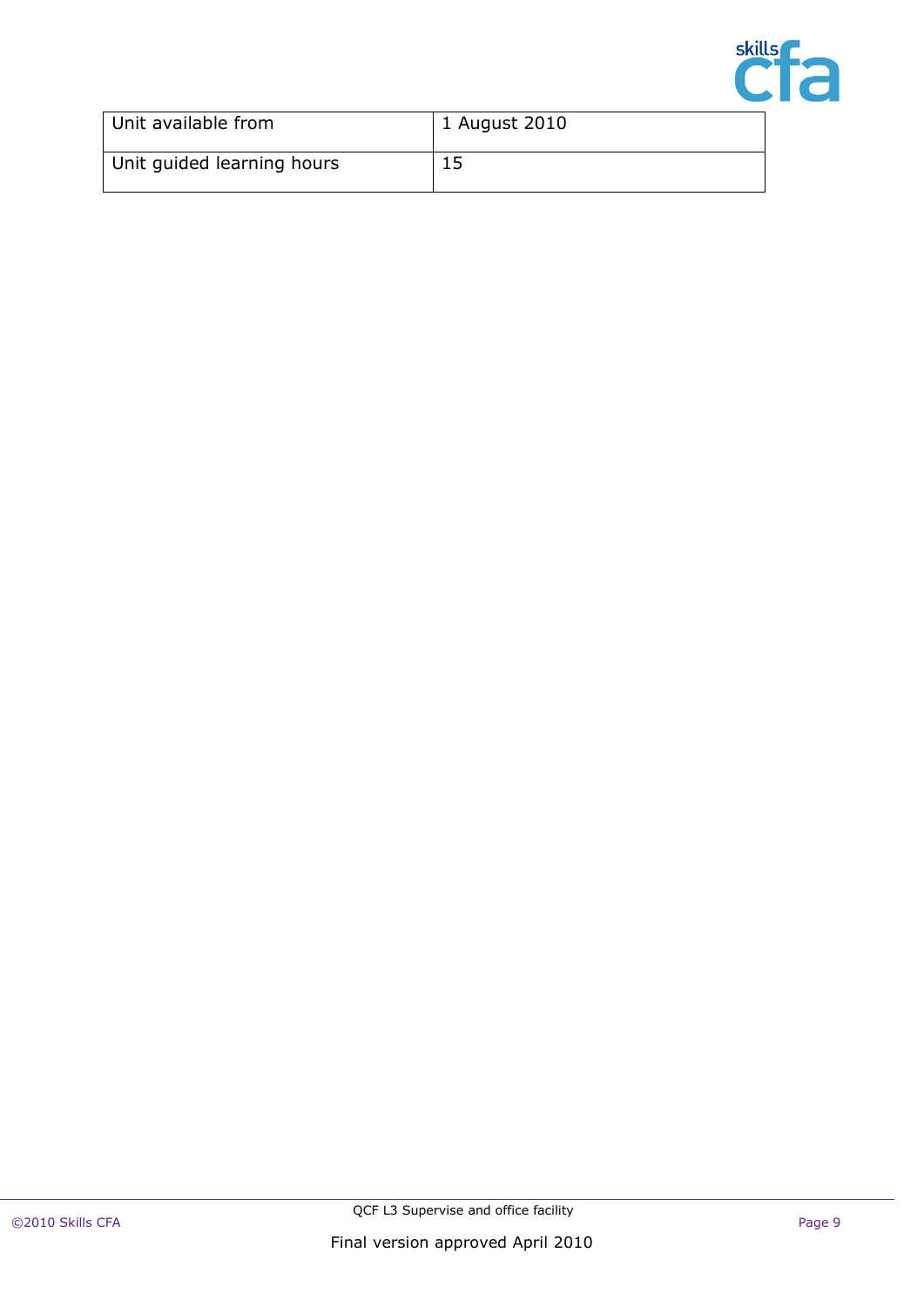| Unit available from | 1 August 2010 |
| --- | --- |
| Unit guided learning hours | 15 |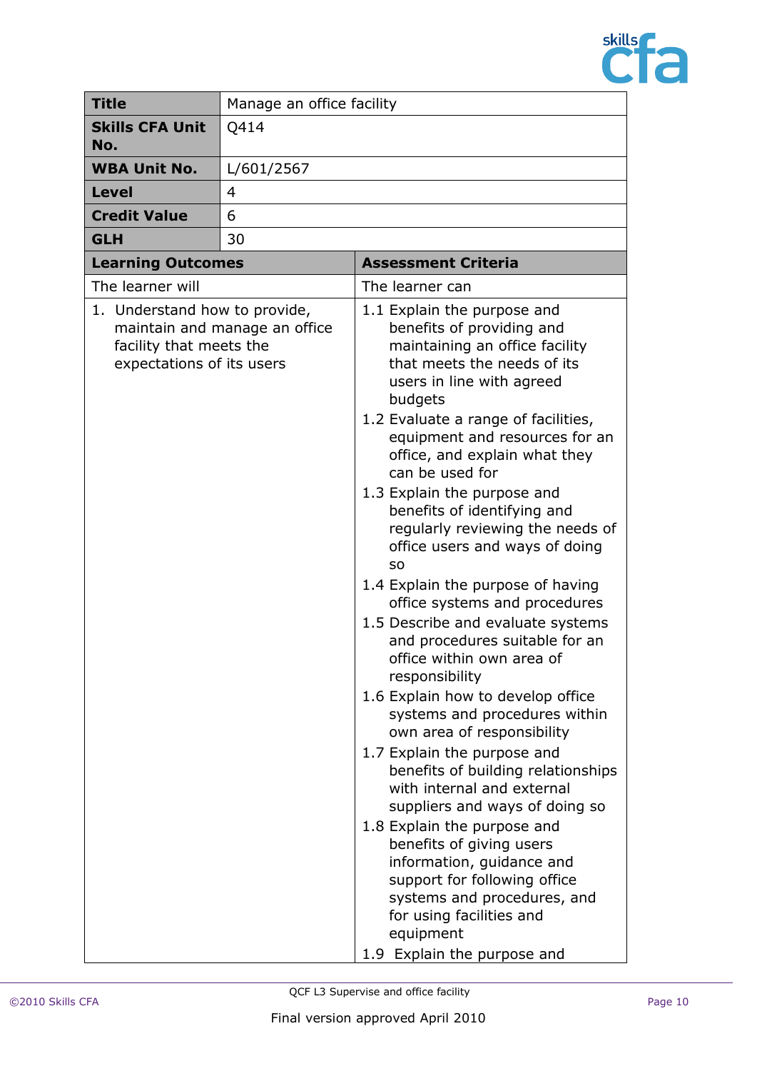| Title | Manage an office facility |
|---|---|
| **Skills CFA Unit No.** | Q414 |
| **WBA Unit No.** | L/601/2567 |
| **Level** | 4 |
| **Credit Value** | 6 |
| **GLH** | 30 |

| Learning Outcomes | Assessment Criteria |
|---|---|
| The learner will | The learner can |
| 1. Understand how to provide, maintain and manage an office facility that meets the expectations of its users | 1.1 Explain the purpose and benefits of providing and maintaining an office facility that meets the needs of its users in line with agreed budgets<br>1.2 Evaluate a range of facilities, equipment and resources for an office, and explain what they can be used for<br>1.3 Explain the purpose and benefits of identifying and regularly reviewing the needs of office users and ways of doing so<br>1.4 Explain the purpose of having office systems and procedures<br>1.5 Describe and evaluate systems and procedures suitable for an office within own area of responsibility<br>1.6 Explain how to develop office systems and procedures within own area of responsibility<br>1.7 Explain the purpose and benefits of building relationships with internal and external suppliers and ways of doing so<br>1.8 Explain the purpose and benefits of giving users information, guidance and support for following office systems and procedures, and for using facilities and equipment<br>1.9 Explain the purpose and |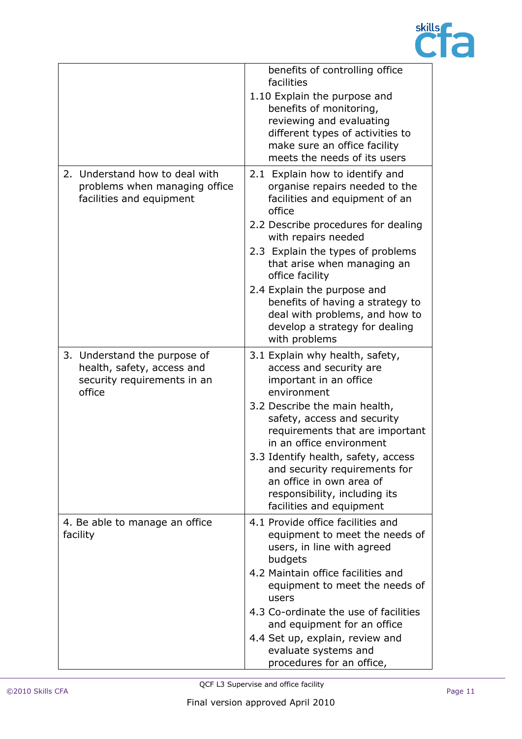| | |
|---|---|
| | benefits of controlling office facilities<br>1.10 Explain the purpose and benefits of monitoring, reviewing and evaluating different types of activities to make sure an office facility meets the needs of its users |
| 2. Understand how to deal with problems when managing office facilities and equipment | 2.1 Explain how to identify and organise repairs needed to the facilities and equipment of an office<br>2.2 Describe procedures for dealing with repairs needed<br>2.3 Explain the types of problems that arise when managing an office facility<br>2.4 Explain the purpose and benefits of having a strategy to deal with problems, and how to develop a strategy for dealing with problems |
| 3. Understand the purpose of health, safety, access and security requirements in an office | 3.1 Explain why health, safety, access and security are important in an office environment<br>3.2 Describe the main health, safety, access and security requirements that are important in an office environment<br>3.3 Identify health, safety, access and security requirements for an office in own area of responsibility, including its facilities and equipment |
| 4. Be able to manage an office facility | 4.1 Provide office facilities and equipment to meet the needs of users, in line with agreed budgets<br>4.2 Maintain office facilities and equipment to meet the needs of users<br>4.3 Co-ordinate the use of facilities and equipment for an office<br>4.4 Set up, explain, review and evaluate systems and procedures for an office, |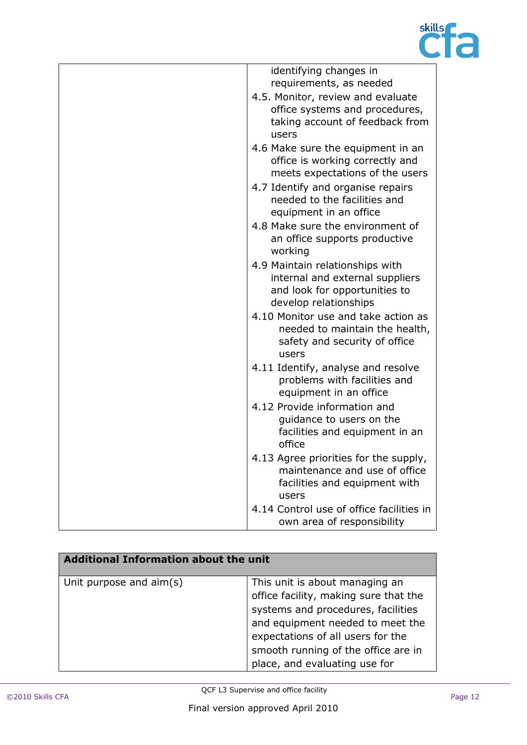| | |
|---|---|
| | identifying changes in requirements, as needed<br>4.5. Monitor, review and evaluate office systems and procedures, taking account of feedback from users<br>4.6 Make sure the equipment in an office is working correctly and meets expectations of the users<br>4.7 Identify and organise repairs needed to the facilities and equipment in an office<br>4.8 Make sure the environment of an office supports productive working<br>4.9 Maintain relationships with internal and external suppliers and look for opportunities to develop relationships<br>4.10 Monitor use and take action as needed to maintain the health, safety and security of office users<br>4.11 Identify, analyse and resolve problems with facilities and equipment in an office<br>4.12 Provide information and guidance to users on the facilities and equipment in an office<br>4.13 Agree priorities for the supply, maintenance and use of office facilities and equipment with users<br>4.14 Control use of office facilities in own area of responsibility |

| **Additional Information about the unit** | |
|---|---|
| Unit purpose and aim(s) | This unit is about managing an office facility, making sure that the systems and procedures, facilities and equipment needed to meet the expectations of all users for the smooth running of the office are in place, and evaluating use for |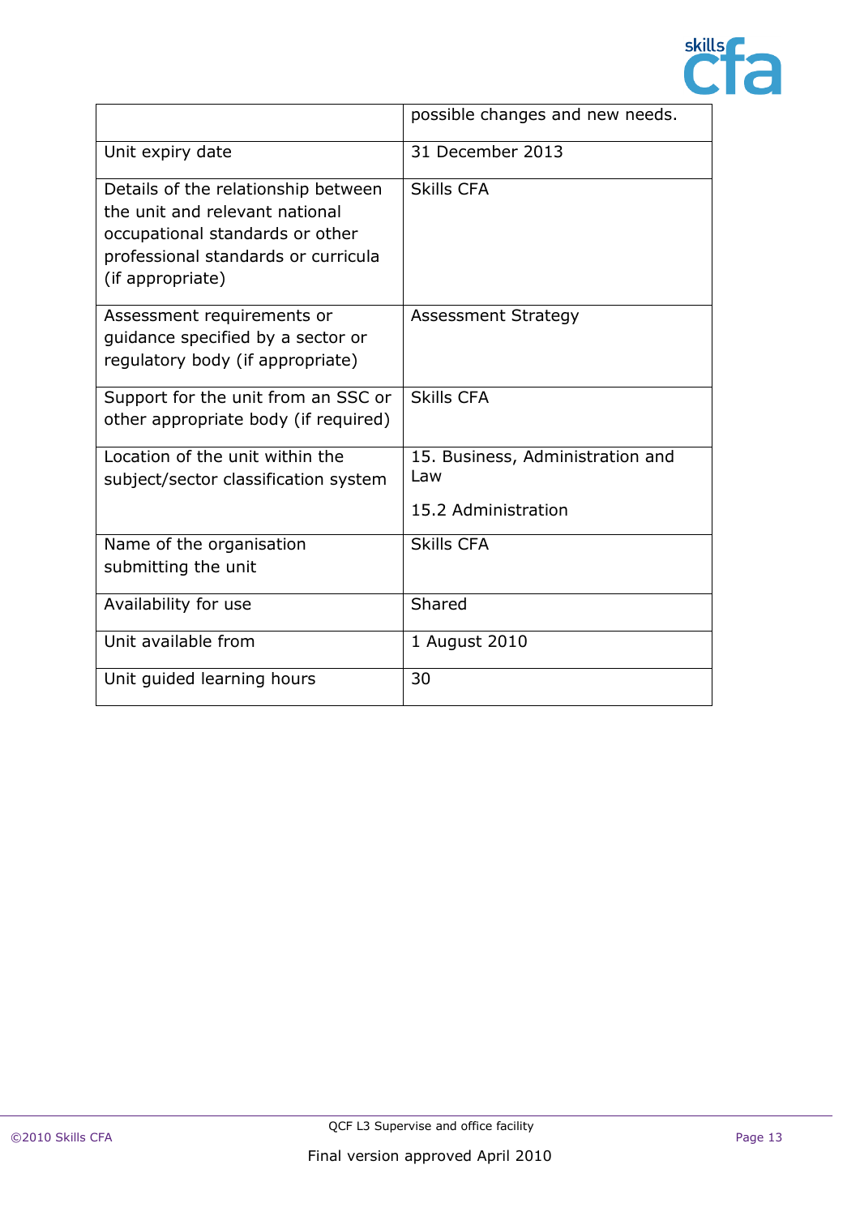|  | possible changes and new needs. |
|---|---|
| Unit expiry date | 31 December 2013 |
| Details of the relationship between the unit and relevant national occupational standards or other professional standards or curricula (if appropriate) | Skills CFA |
| Assessment requirements or guidance specified by a sector or regulatory body (if appropriate) | Assessment Strategy |
| Support for the unit from an SSC or other appropriate body (if required) | Skills CFA |
| Location of the unit within the subject/sector classification system | 15. Business, Administration and Law<br><br>15.2 Administration |
| Name of the organisation submitting the unit | Skills CFA |
| Availability for use | Shared |
| Unit available from | 1 August 2010 |
| Unit guided learning hours | 30 |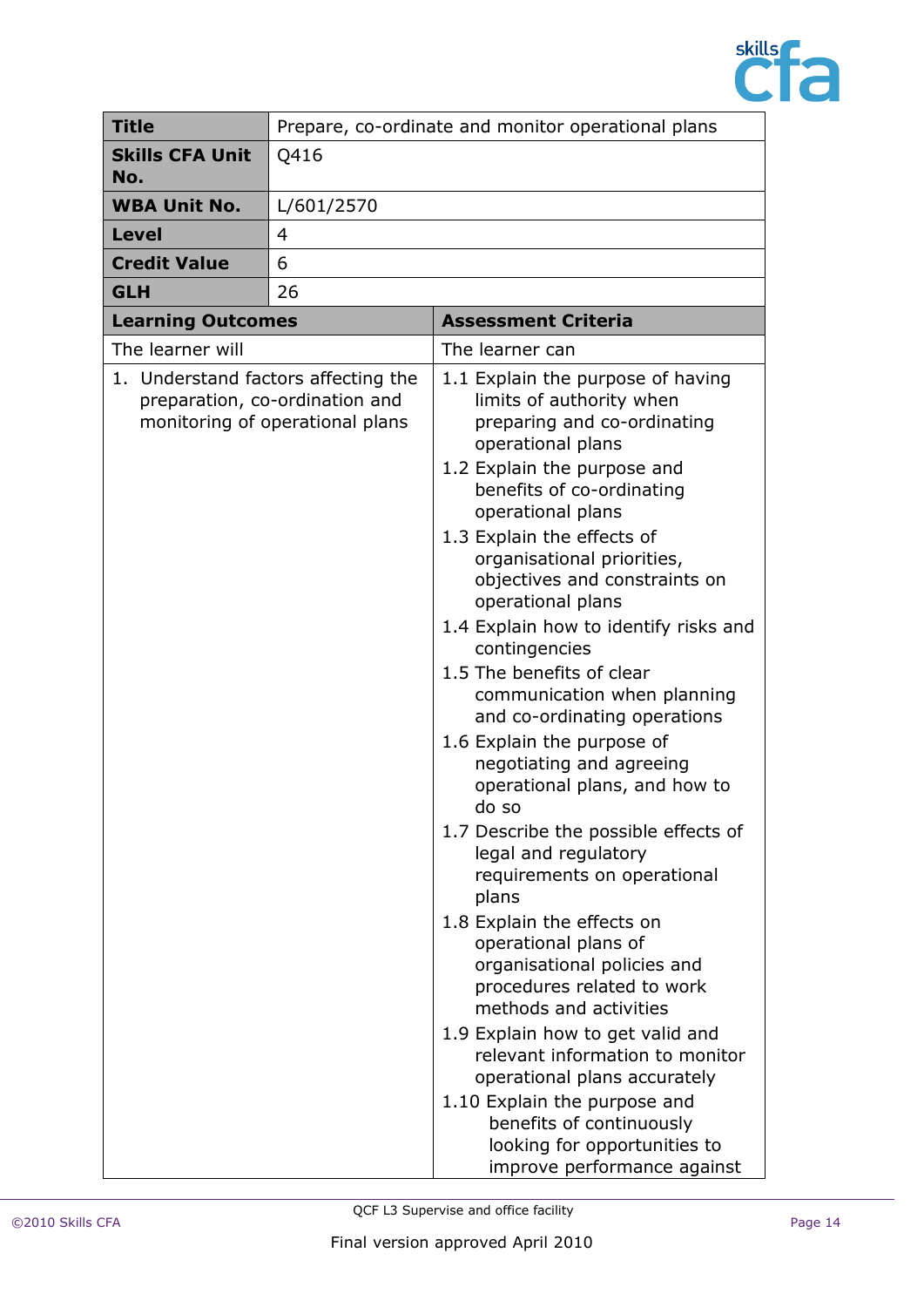| Title | Prepare, co-ordinate and monitor operational plans |
|---|---|
| **Skills CFA Unit No.** | Q416 |
| **WBA Unit No.** | L/601/2570 |
| **Level** | 4 |
| **Credit Value** | 6 |
| **GLH** | 26 |

| Learning Outcomes | Assessment Criteria |
|---|---|
| The learner will | The learner can |
| 1. Understand factors affecting the preparation, co-ordination and monitoring of operational plans | 1.1 Explain the purpose of having limits of authority when preparing and co-ordinating operational plans<br>1.2 Explain the purpose and benefits of co-ordinating operational plans<br>1.3 Explain the effects of organisational priorities, objectives and constraints on operational plans<br>1.4 Explain how to identify risks and contingencies<br>1.5 The benefits of clear communication when planning and co-ordinating operations<br>1.6 Explain the purpose of negotiating and agreeing operational plans, and how to do so<br>1.7 Describe the possible effects of legal and regulatory requirements on operational plans<br>1.8 Explain the effects on operational plans of organisational policies and procedures related to work methods and activities<br>1.9 Explain how to get valid and relevant information to monitor operational plans accurately<br>1.10 Explain the purpose and benefits of continuously looking for opportunities to improve performance against |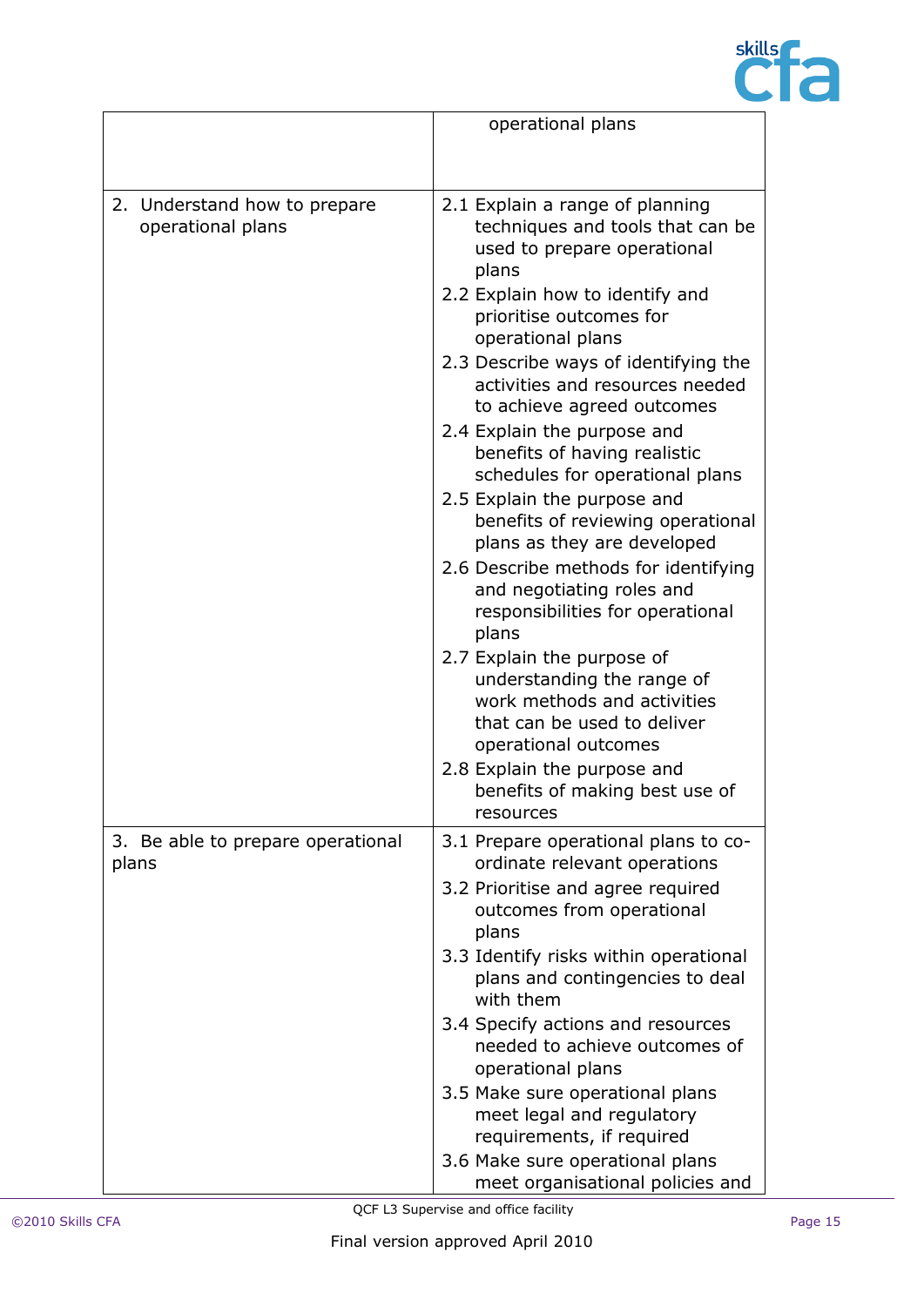| | |
|---|---|
| | operational plans |
| 2. Understand how to prepare operational plans | 2.1 Explain a range of planning techniques and tools that can be used to prepare operational plans<br>2.2 Explain how to identify and prioritise outcomes for operational plans<br>2.3 Describe ways of identifying the activities and resources needed to achieve agreed outcomes<br>2.4 Explain the purpose and benefits of having realistic schedules for operational plans<br>2.5 Explain the purpose and benefits of reviewing operational plans as they are developed<br>2.6 Describe methods for identifying and negotiating roles and responsibilities for operational plans<br>2.7 Explain the purpose of understanding the range of work methods and activities that can be used to deliver operational outcomes<br>2.8 Explain the purpose and benefits of making best use of resources |
| 3. Be able to prepare operational plans | 3.1 Prepare operational plans to co-ordinate relevant operations<br>3.2 Prioritise and agree required outcomes from operational plans<br>3.3 Identify risks within operational plans and contingencies to deal with them<br>3.4 Specify actions and resources needed to achieve outcomes of operational plans<br>3.5 Make sure operational plans meet legal and regulatory requirements, if required<br>3.6 Make sure operational plans meet organisational policies and |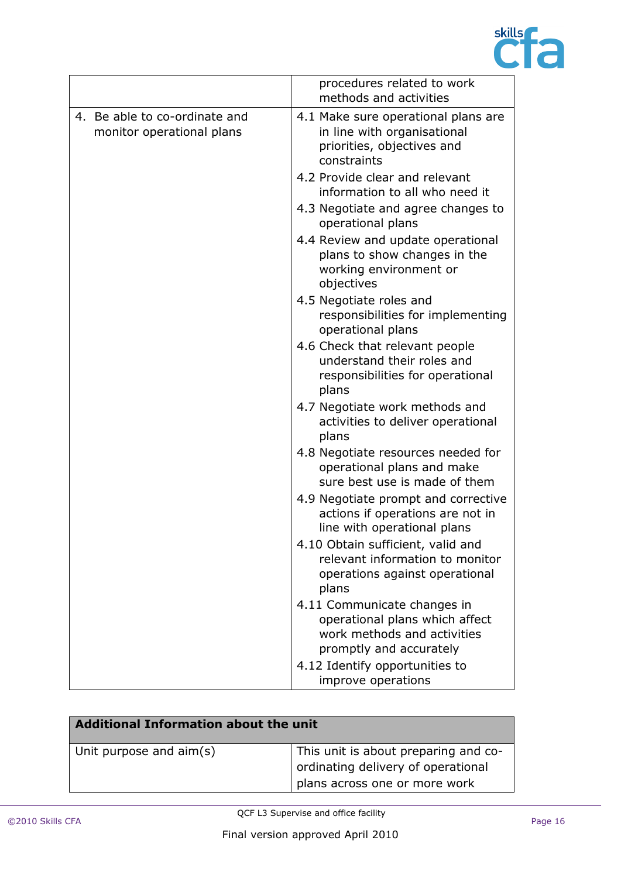| | |
|---|---|
| | procedures related to work methods and activities |
| 4. Be able to co-ordinate and monitor operational plans | 4.1 Make sure operational plans are in line with organisational priorities, objectives and constraints<br>4.2 Provide clear and relevant information to all who need it<br>4.3 Negotiate and agree changes to operational plans<br>4.4 Review and update operational plans to show changes in the working environment or objectives<br>4.5 Negotiate roles and responsibilities for implementing operational plans<br>4.6 Check that relevant people understand their roles and responsibilities for operational plans<br>4.7 Negotiate work methods and activities to deliver operational plans<br>4.8 Negotiate resources needed for operational plans and make sure best use is made of them<br>4.9 Negotiate prompt and corrective actions if operations are not in line with operational plans<br>4.10 Obtain sufficient, valid and relevant information to monitor operations against operational plans<br>4.11 Communicate changes in operational plans which affect work methods and activities promptly and accurately<br>4.12 Identify opportunities to improve operations |

| **Additional Information about the unit** | |
|---|---|
| Unit purpose and aim(s) | This unit is about preparing and co-ordinating delivery of operational plans across one or more work |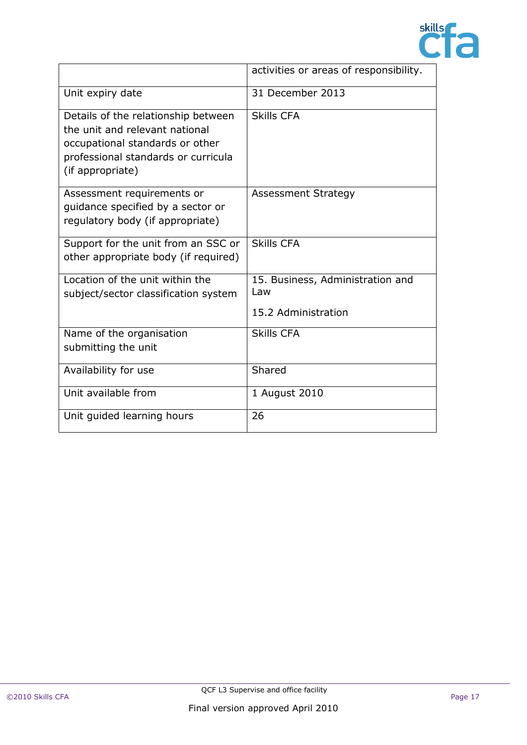|  | activities or areas of responsibility. |
| --- | --- |
| Unit expiry date | 31 December 2013 |
| Details of the relationship between the unit and relevant national occupational standards or other professional standards or curricula (if appropriate) | Skills CFA |
| Assessment requirements or guidance specified by a sector or regulatory body (if appropriate) | Assessment Strategy |
| Support for the unit from an SSC or other appropriate body (if required) | Skills CFA |
| Location of the unit within the subject/sector classification system | 15. Business, Administration and Law<br><br>15.2 Administration |
| Name of the organisation submitting the unit | Skills CFA |
| Availability for use | Shared |
| Unit available from | 1 August 2010 |
| Unit guided learning hours | 26 |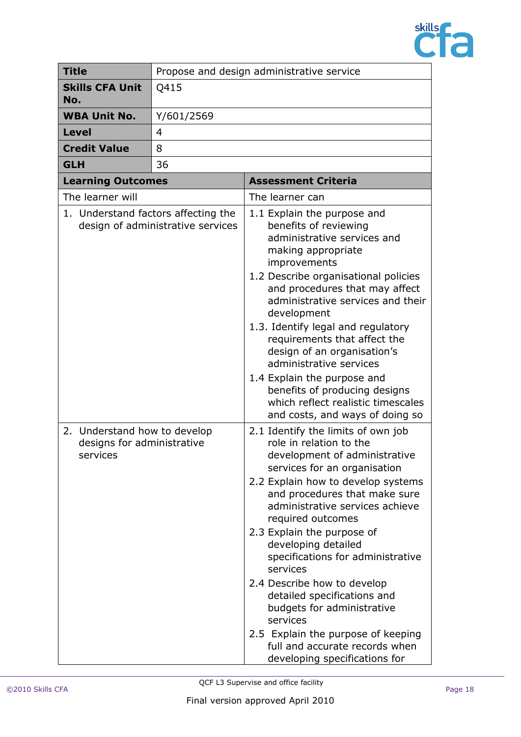| Title | Propose and design administrative service |
|---|---|
| **Skills CFA Unit No.** | Q415 |
| **WBA Unit No.** | Y/601/2569 |
| **Level** | 4 |
| **Credit Value** | 8 |
| **GLH** | 36 |

| Learning Outcomes | Assessment Criteria |
|---|---|
| The learner will | The learner can |
| 1. Understand factors affecting the design of administrative services | 1.1 Explain the purpose and benefits of reviewing administrative services and making appropriate improvements<br>1.2 Describe organisational policies and procedures that may affect administrative services and their development<br>1.3. Identify legal and regulatory requirements that affect the design of an organisation's administrative services<br>1.4 Explain the purpose and benefits of producing designs which reflect realistic timescales and costs, and ways of doing so |
| 2. Understand how to develop designs for administrative services | 2.1 Identify the limits of own job role in relation to the development of administrative services for an organisation<br>2.2 Explain how to develop systems and procedures that make sure administrative services achieve required outcomes<br>2.3 Explain the purpose of developing detailed specifications for administrative services<br>2.4 Describe how to develop detailed specifications and budgets for administrative services<br>2.5 Explain the purpose of keeping full and accurate records when developing specifications for |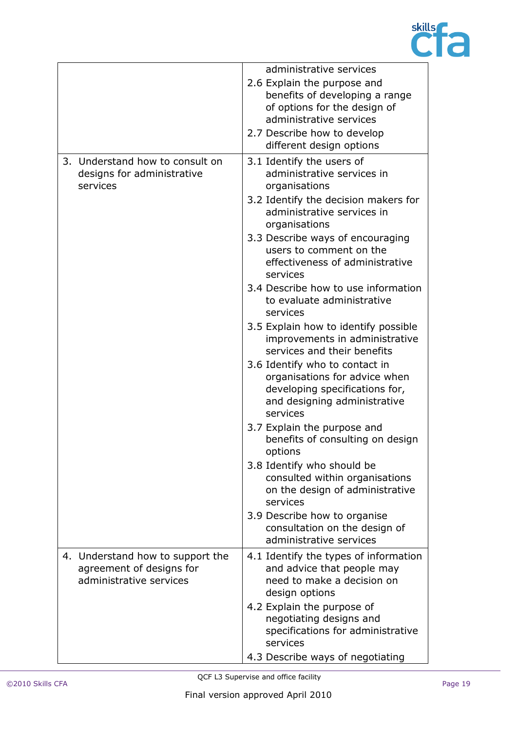| | |
|---|---|
| | administrative services<br>2.6 Explain the purpose and benefits of developing a range of options for the design of administrative services<br>2.7 Describe how to develop different design options |
| 3. Understand how to consult on designs for administrative services | 3.1 Identify the users of administrative services in organisations<br>3.2 Identify the decision makers for administrative services in organisations<br>3.3 Describe ways of encouraging users to comment on the effectiveness of administrative services<br>3.4 Describe how to use information to evaluate administrative services<br>3.5 Explain how to identify possible improvements in administrative services and their benefits<br>3.6 Identify who to contact in organisations for advice when developing specifications for, and designing administrative services<br>3.7 Explain the purpose and benefits of consulting on design options<br>3.8 Identify who should be consulted within organisations on the design of administrative services<br>3.9 Describe how to organise consultation on the design of administrative services |
| 4. Understand how to support the agreement of designs for administrative services | 4.1 Identify the types of information and advice that people may need to make a decision on design options<br>4.2 Explain the purpose of negotiating designs and specifications for administrative services<br>4.3 Describe ways of negotiating |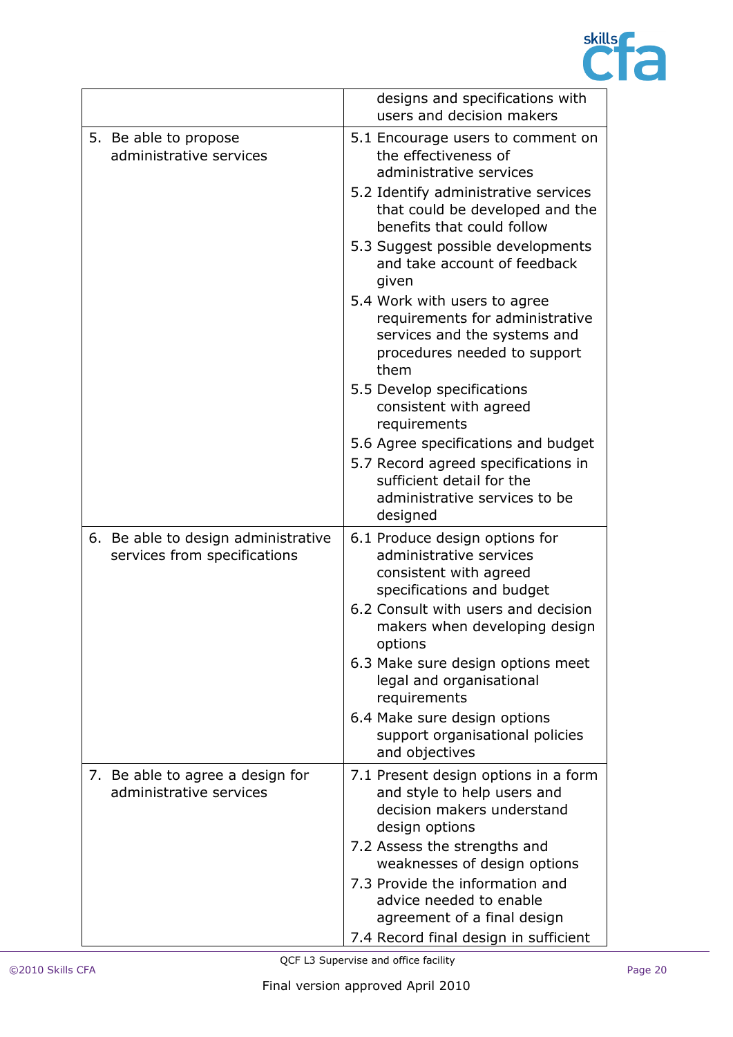| | |
|---|---|
| | designs and specifications with users and decision makers |
| 5. Be able to propose administrative services | 5.1 Encourage users to comment on the effectiveness of administrative services<br>5.2 Identify administrative services that could be developed and the benefits that could follow<br>5.3 Suggest possible developments and take account of feedback given<br>5.4 Work with users to agree requirements for administrative services and the systems and procedures needed to support them<br>5.5 Develop specifications consistent with agreed requirements<br>5.6 Agree specifications and budget<br>5.7 Record agreed specifications in sufficient detail for the administrative services to be designed |
| 6. Be able to design administrative services from specifications | 6.1 Produce design options for administrative services consistent with agreed specifications and budget<br>6.2 Consult with users and decision makers when developing design options<br>6.3 Make sure design options meet legal and organisational requirements<br>6.4 Make sure design options support organisational policies and objectives |
| 7. Be able to agree a design for administrative services | 7.1 Present design options in a form and style to help users and decision makers understand design options<br>7.2 Assess the strengths and weaknesses of design options<br>7.3 Provide the information and advice needed to enable agreement of a final design<br>7.4 Record final design in sufficient |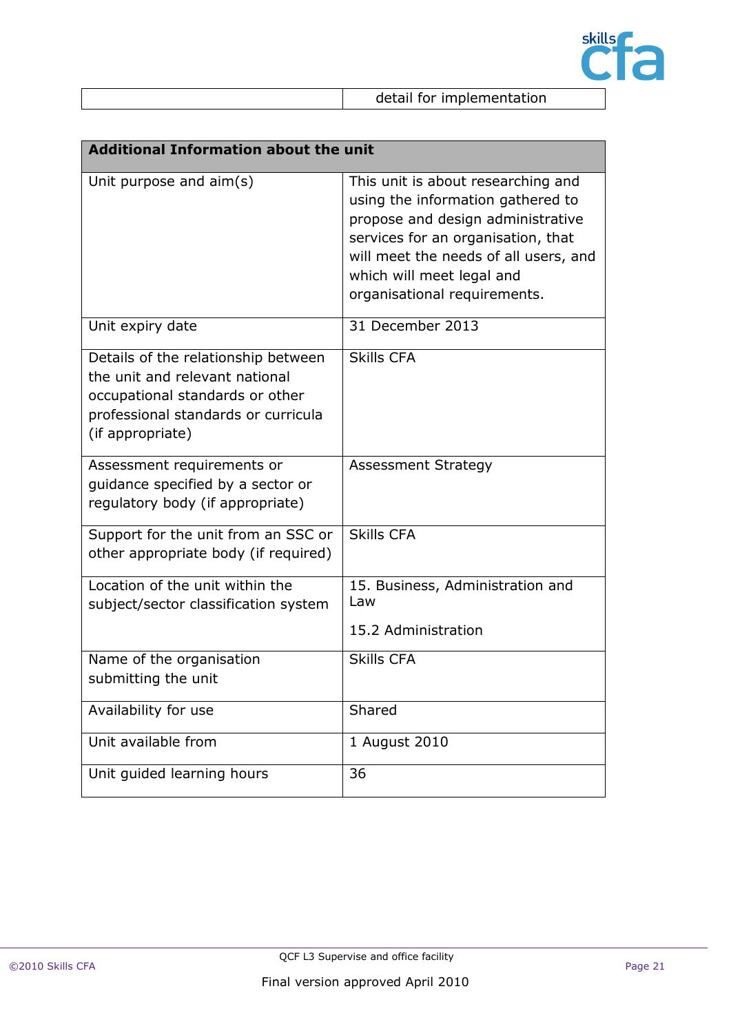| | detail for implementation |
|---|---|

| Additional Information about the unit | |
|---|---|
| Unit purpose and aim(s) | This unit is about researching and using the information gathered to propose and design administrative services for an organisation, that will meet the needs of all users, and which will meet legal and organisational requirements. |
| Unit expiry date | 31 December 2013 |
| Details of the relationship between the unit and relevant national occupational standards or other professional standards or curricula (if appropriate) | Skills CFA |
| Assessment requirements or guidance specified by a sector or regulatory body (if appropriate) | Assessment Strategy |
| Support for the unit from an SSC or other appropriate body (if required) | Skills CFA |
| Location of the unit within the subject/sector classification system | 15. Business, Administration and Law<br><br>15.2 Administration |
| Name of the organisation submitting the unit | Skills CFA |
| Availability for use | Shared |
| Unit available from | 1 August 2010 |
| Unit guided learning hours | 36 |